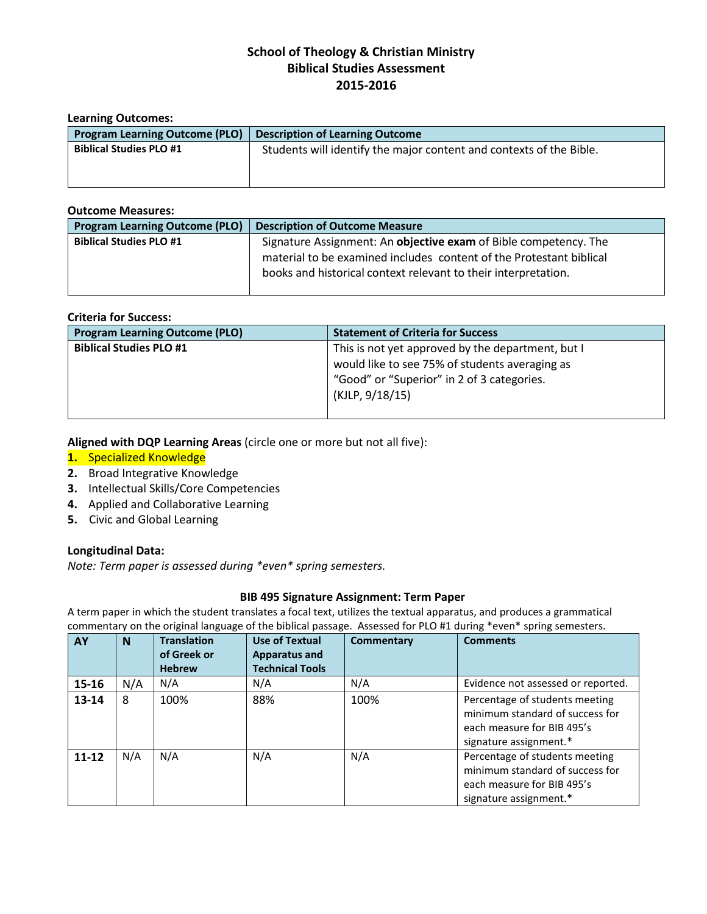# School of Theology & Christian Ministry
## Biblical Studies Assessment
## 2015-2016

**Learning Outcomes:**

| Program Learning Outcome (PLO) | Description of Learning Outcome |
|---|---|
| **Biblical Studies PLO #1** | Students will identify the major content and contexts of the Bible. |

**Outcome Measures:**

| Program Learning Outcome (PLO) | Description of Outcome Measure |
|---|---|
| **Biblical Studies PLO #1** | Signature Assignment: An **objective exam** of Bible competency. The material to be examined includes content of the Protestant biblical books and historical context relevant to their interpretation. |

**Criteria for Success:**

| Program Learning Outcome (PLO) | Statement of Criteria for Success |
|---|---|
| **Biblical Studies PLO #1** | This is not yet approved by the department, but I would like to see 75% of students averaging as "Good" or "Superior" in 2 of 3 categories. (KJLP, 9/18/15) |

**Aligned with DQP Learning Areas** (circle one or more but not all five):

1. Specialized Knowledge
2. Broad Integrative Knowledge
3. Intellectual Skills/Core Competencies
4. Applied and Collaborative Learning
5. Civic and Global Learning

**Longitudinal Data:**

*Note: Term paper is assessed during *even* spring semesters.*

**BIB 495 Signature Assignment: Term Paper**

A term paper in which the student translates a focal text, utilizes the textual apparatus, and produces a grammatical commentary on the original language of the biblical passage. Assessed for PLO #1 during *even* spring semesters.

| AY | N | Translation of Greek or Hebrew | Use of Textual Apparatus and Technical Tools | Commentary | Comments |
|---|---|---|---|---|---|
| **15-16** | N/A | N/A | N/A | N/A | Evidence not assessed or reported. |
| **13-14** | 8 | 100% | 88% | 100% | Percentage of students meeting minimum standard of success for each measure for BIB 495's signature assignment.* |
| **11-12** | N/A | N/A | N/A | N/A | Percentage of students meeting minimum standard of success for each measure for BIB 495's signature assignment.* |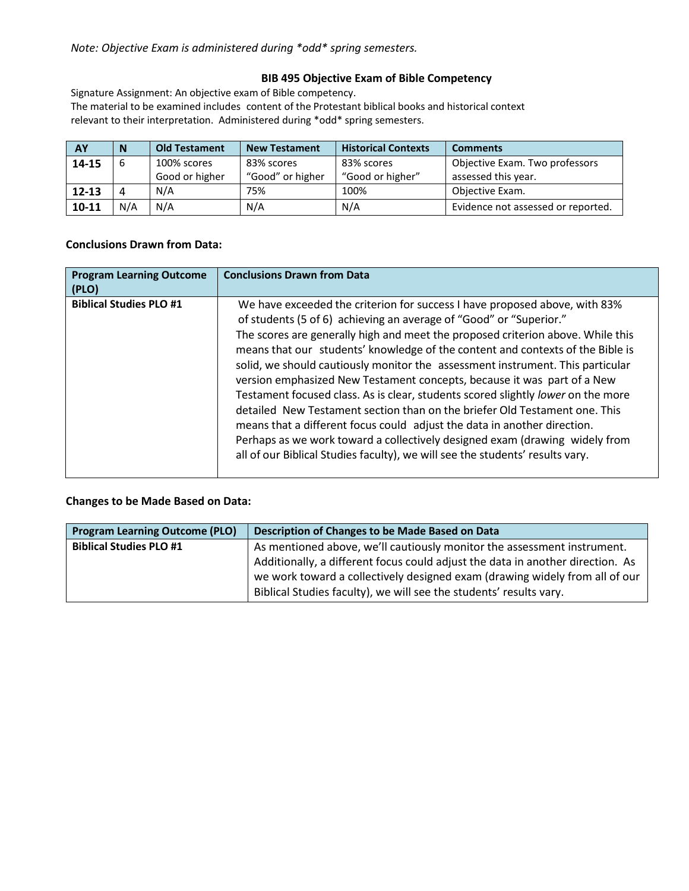*Note: Objective Exam is administered during *odd* spring semesters.*

### BIB 495 Objective Exam of Bible Competency

Signature Assignment: An objective exam of Bible competency.
The material to be examined includes content of the Protestant biblical books and historical context relevant to their interpretation. Administered during *odd* spring semesters.

| AY | N | Old Testament | New Testament | Historical Contexts | Comments |
|---|---|---|---|---|---|
| **14-15** | 6 | 100% scores Good or higher | 83% scores "Good" or higher | 83% scores "Good or higher" | Objective Exam. Two professors assessed this year. |
| **12-13** | 4 | N/A | 75% | 100% | Objective Exam. |
| **10-11** | N/A | N/A | N/A | N/A | Evidence not assessed or reported. |

**Conclusions Drawn from Data:**

| Program Learning Outcome (PLO) | Conclusions Drawn from Data |
|---|---|
| **Biblical Studies PLO #1** | We have exceeded the criterion for success I have proposed above, with 83% of students (5 of 6) achieving an average of "Good" or "Superior." The scores are generally high and meet the proposed criterion above. While this means that our students' knowledge of the content and contexts of the Bible is solid, we should cautiously monitor the assessment instrument. This particular version emphasized New Testament concepts, because it was part of a New Testament focused class. As is clear, students scored slightly *lower* on the more detailed New Testament section than on the briefer Old Testament one. This means that a different focus could adjust the data in another direction. Perhaps as we work toward a collectively designed exam (drawing widely from all of our Biblical Studies faculty), we will see the students' results vary. |

**Changes to be Made Based on Data:**

| Program Learning Outcome (PLO) | Description of Changes to be Made Based on Data |
|---|---|
| **Biblical Studies PLO #1** | As mentioned above, we'll cautiously monitor the assessment instrument. Additionally, a different focus could adjust the data in another direction. As we work toward a collectively designed exam (drawing widely from all of our Biblical Studies faculty), we will see the students' results vary. |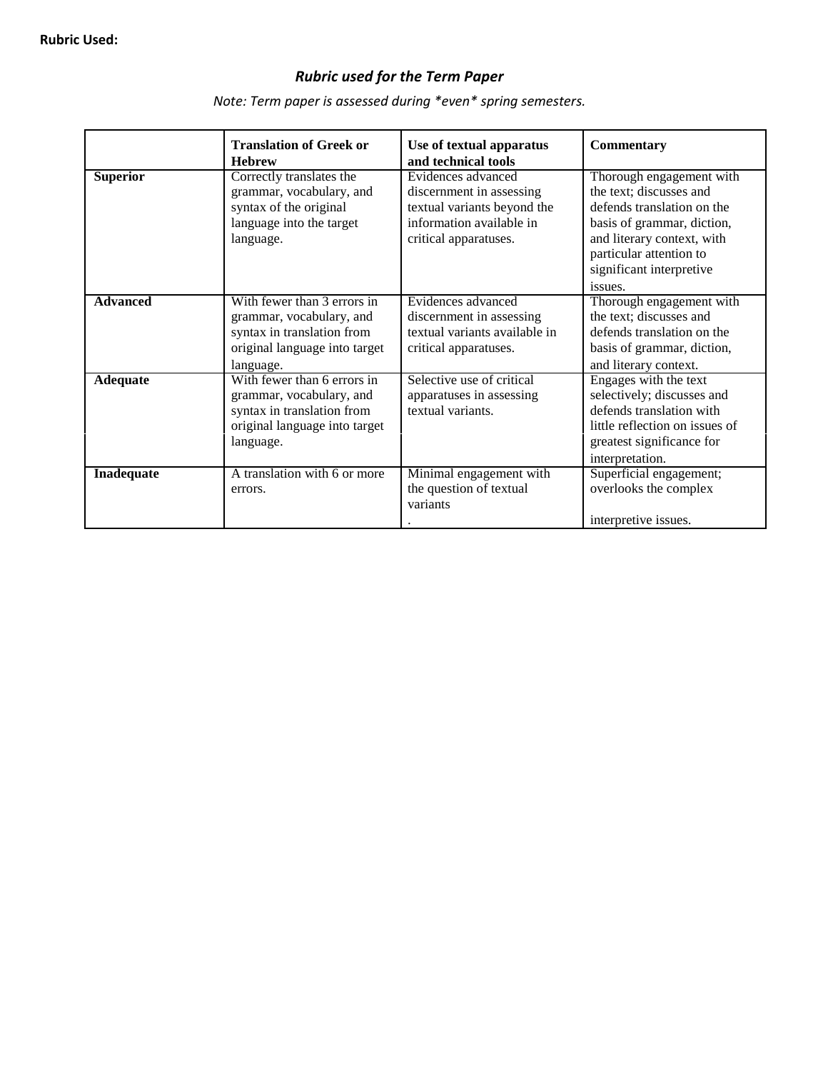**Rubric Used:**

## *Rubric used for the Term Paper*

*Note: Term paper is assessed during *even* spring semesters.*

| | **Translation of Greek or Hebrew** | **Use of textual apparatus and technical tools** | **Commentary** |
|---|---|---|---|
| **Superior** | Correctly translates the grammar, vocabulary, and syntax of the original language into the target language. | Evidences advanced discernment in assessing textual variants beyond the information available in critical apparatuses. | Thorough engagement with the text; discusses and defends translation on the basis of grammar, diction, and literary context, with particular attention to significant interpretive issues. |
| **Advanced** | With fewer than 3 errors in grammar, vocabulary, and syntax in translation from original language into target language. | Evidences advanced discernment in assessing textual variants available in critical apparatuses. | Thorough engagement with the text; discusses and defends translation on the basis of grammar, diction, and literary context. |
| **Adequate** | With fewer than 6 errors in grammar, vocabulary, and syntax in translation from original language into target language. | Selective use of critical apparatuses in assessing textual variants. | Engages with the text selectively; discusses and defends translation with little reflection on issues of greatest significance for interpretation. |
| **Inadequate** | A translation with 6 or more errors. | Minimal engagement with the question of textual variants . | Superficial engagement; overlooks the complex interpretive issues. |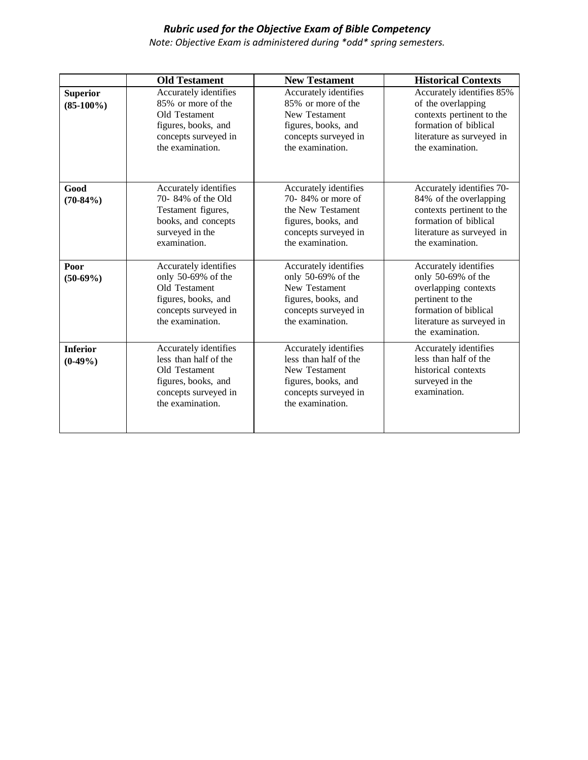***Rubric used for the Objective Exam of Bible Competency***

*Note: Objective Exam is administered during \*odd\* spring semesters.*

| | **Old Testament** | **New Testament** | **Historical Contexts** |
|---|---|---|---|
| **Superior (85-100%)** | Accurately identifies 85% or more of the Old Testament figures, books, and concepts surveyed in the examination. | Accurately identifies 85% or more of the New Testament figures, books, and concepts surveyed in the examination. | Accurately identifies 85% of the overlapping contexts pertinent to the formation of biblical literature as surveyed in the examination. |
| **Good (70-84%)** | Accurately identifies 70- 84% of the Old Testament figures, books, and concepts surveyed in the examination. | Accurately identifies 70- 84% or more of the New Testament figures, books, and concepts surveyed in the examination. | Accurately identifies 70-84% of the overlapping contexts pertinent to the formation of biblical literature as surveyed in the examination. |
| **Poor (50-69%)** | Accurately identifies only 50-69% of the Old Testament figures, books, and concepts surveyed in the examination. | Accurately identifies only 50-69% of the New Testament figures, books, and concepts surveyed in the examination. | Accurately identifies only 50-69% of the overlapping contexts pertinent to the formation of biblical literature as surveyed in the examination. |
| **Inferior (0-49%)** | Accurately identifies less than half of the Old Testament figures, books, and concepts surveyed in the examination. | Accurately identifies less than half of the New Testament figures, books, and concepts surveyed in the examination. | Accurately identifies less than half of the historical contexts surveyed in the examination. |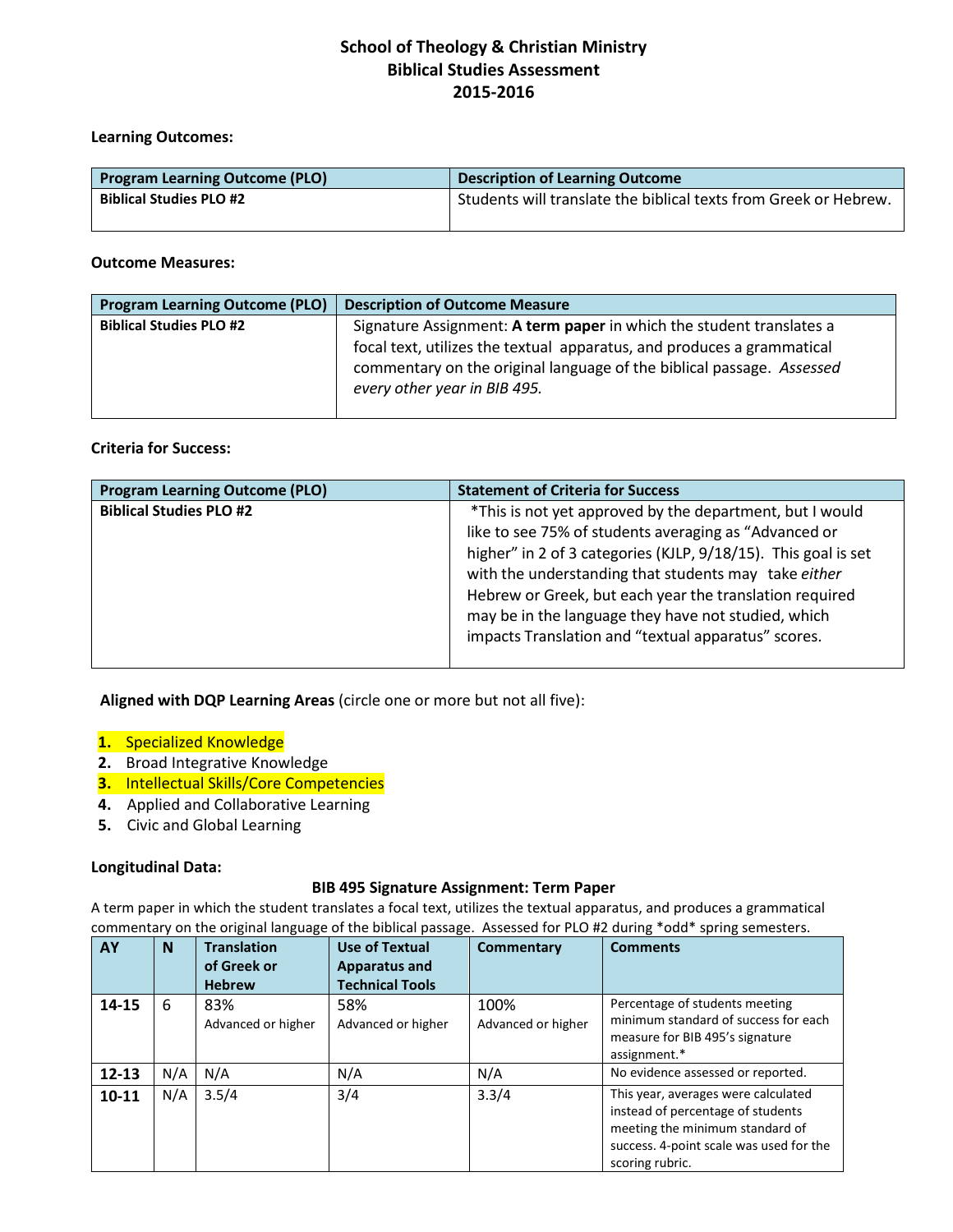# School of Theology & Christian Ministry
# Biblical Studies Assessment
# 2015-2016

**Learning Outcomes:**

| Program Learning Outcome (PLO) | Description of Learning Outcome |
|---|---|
| **Biblical Studies PLO #2** | Students will translate the biblical texts from Greek or Hebrew. |

**Outcome Measures:**

| Program Learning Outcome (PLO) | Description of Outcome Measure |
|---|---|
| **Biblical Studies PLO #2** | Signature Assignment: **A term paper** in which the student translates a focal text, utilizes the textual apparatus, and produces a grammatical commentary on the original language of the biblical passage. *Assessed every other year in BIB 495.* |

**Criteria for Success:**

| Program Learning Outcome (PLO) | Statement of Criteria for Success |
|---|---|
| **Biblical Studies PLO #2** | *This is not yet approved by the department, but I would like to see 75% of students averaging as "Advanced or higher" in 2 of 3 categories (KJLP, 9/18/15). This goal is set with the understanding that students may take *either* Hebrew or Greek, but each year the translation required may be in the language they have not studied, which impacts Translation and "textual apparatus" scores. |

**Aligned with DQP Learning Areas** (circle one or more but not all five):

1. Specialized Knowledge
2. Broad Integrative Knowledge
3. Intellectual Skills/Core Competencies
4. Applied and Collaborative Learning
5. Civic and Global Learning

**Longitudinal Data:**

**BIB 495 Signature Assignment: Term Paper**

A term paper in which the student translates a focal text, utilizes the textual apparatus, and produces a grammatical commentary on the original language of the biblical passage. Assessed for PLO #2 during *odd* spring semesters.

| AY | N | Translation of Greek or Hebrew | Use of Textual Apparatus and Technical Tools | Commentary | Comments |
|---|---|---|---|---|---|
| **14-15** | 6 | 83% Advanced or higher | 58% Advanced or higher | 100% Advanced or higher | Percentage of students meeting minimum standard of success for each measure for BIB 495's signature assignment.* |
| **12-13** | N/A | N/A | N/A | N/A | No evidence assessed or reported. |
| **10-11** | N/A | 3.5/4 | 3/4 | 3.3/4 | This year, averages were calculated instead of percentage of students meeting the minimum standard of success. 4-point scale was used for the scoring rubric. |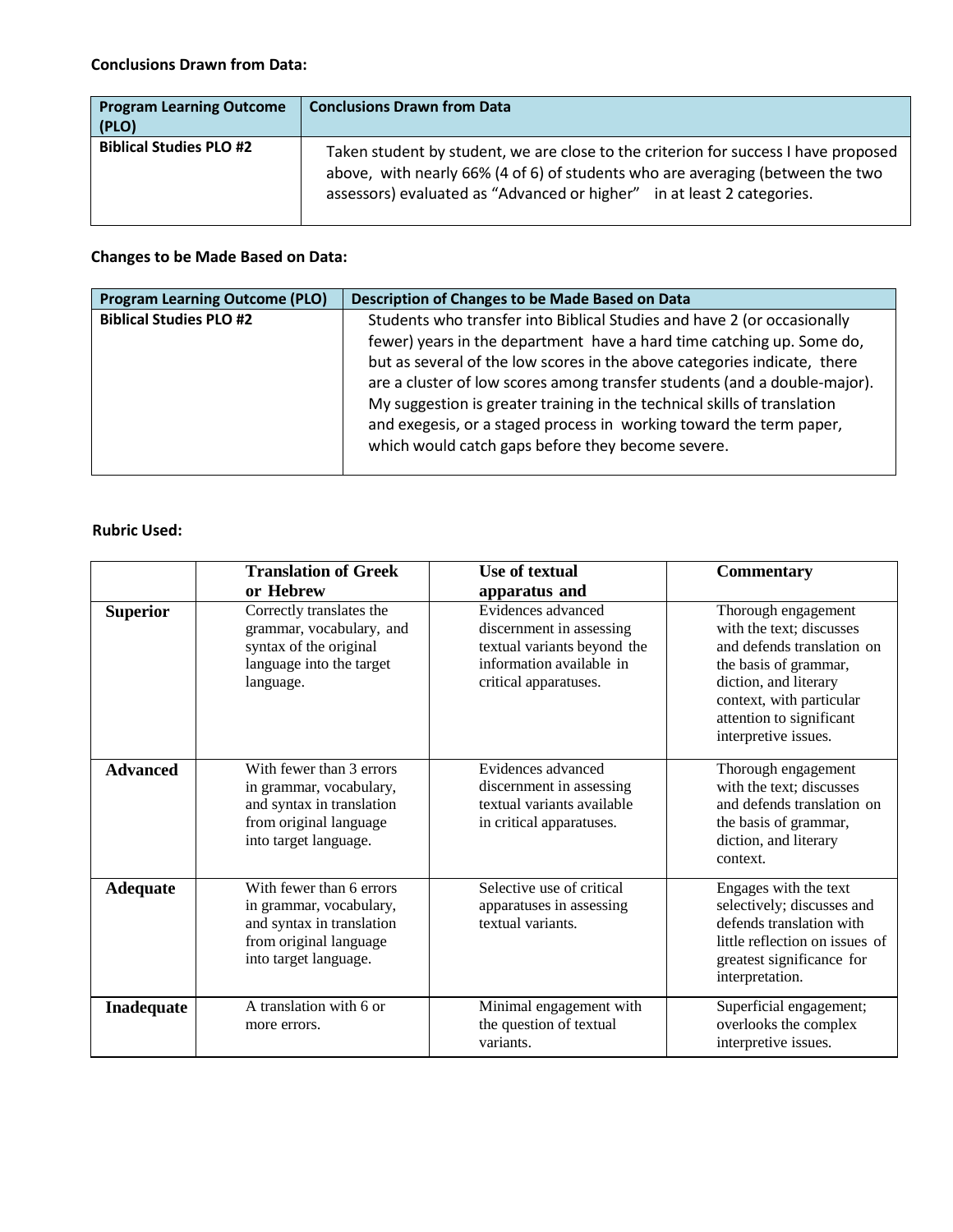**Conclusions Drawn from Data:**

| Program Learning Outcome (PLO) | Conclusions Drawn from Data |
| --- | --- |
| **Biblical Studies PLO #2** | Taken student by student, we are close to the criterion for success I have proposed above, with nearly 66% (4 of 6) of students who are averaging (between the two assessors) evaluated as "Advanced or higher" in at least 2 categories. |

**Changes to be Made Based on Data:**

| Program Learning Outcome (PLO) | Description of Changes to be Made Based on Data |
| --- | --- |
| **Biblical Studies PLO #2** | Students who transfer into Biblical Studies and have 2 (or occasionally fewer) years in the department have a hard time catching up. Some do, but as several of the low scores in the above categories indicate, there are a cluster of low scores among transfer students (and a double-major). My suggestion is greater training in the technical skills of translation and exegesis, or a staged process in working toward the term paper, which would catch gaps before they become severe. |

**Rubric Used:**

| | Translation of Greek or Hebrew | Use of textual apparatus and | Commentary |
| --- | --- | --- | --- |
| **Superior** | Correctly translates the grammar, vocabulary, and syntax of the original language into the target language. | Evidences advanced discernment in assessing textual variants beyond the information available in critical apparatuses. | Thorough engagement with the text; discusses and defends translation on the basis of grammar, diction, and literary context, with particular attention to significant interpretive issues. |
| **Advanced** | With fewer than 3 errors in grammar, vocabulary, and syntax in translation from original language into target language. | Evidences advanced discernment in assessing textual variants available in critical apparatuses. | Thorough engagement with the text; discusses and defends translation on the basis of grammar, diction, and literary context. |
| **Adequate** | With fewer than 6 errors in grammar, vocabulary, and syntax in translation from original language into target language. | Selective use of critical apparatuses in assessing textual variants. | Engages with the text selectively; discusses and defends translation with little reflection on issues of greatest significance for interpretation. |
| **Inadequate** | A translation with 6 or more errors. | Minimal engagement with the question of textual variants. | Superficial engagement; overlooks the complex interpretive issues. |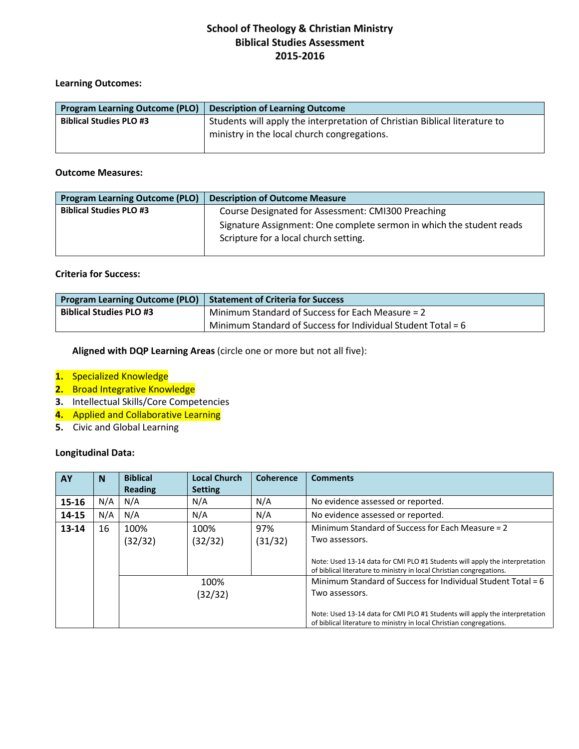# School of Theology & Christian Ministry
# Biblical Studies Assessment
# 2015-2016

**Learning Outcomes:**

| Program Learning Outcome (PLO) | Description of Learning Outcome |
|---|---|
| **Biblical Studies PLO #3** | Students will apply the interpretation of Christian Biblical literature to ministry in the local church congregations. |

**Outcome Measures:**

| Program Learning Outcome (PLO) | Description of Outcome Measure |
|---|---|
| **Biblical Studies PLO #3** | Course Designated for Assessment: CMI300 Preaching<br>Signature Assignment: One complete sermon in which the student reads Scripture for a local church setting. |

**Criteria for Success:**

| Program Learning Outcome (PLO) | Statement of Criteria for Success |
|---|---|
| **Biblical Studies PLO #3** | Minimum Standard of Success for Each Measure = 2<br>Minimum Standard of Success for Individual Student Total = 6 |

**Aligned with DQP Learning Areas** (circle one or more but not all five):

1. Specialized Knowledge
2. Broad Integrative Knowledge
3. Intellectual Skills/Core Competencies
4. Applied and Collaborative Learning
5. Civic and Global Learning

**Longitudinal Data:**

| AY | N | Biblical Reading | Local Church Setting | Coherence | Comments |
|---|---|---|---|---|---|
| **15-16** | N/A | N/A | N/A | N/A | No evidence assessed or reported. |
| **14-15** | N/A | N/A | N/A | N/A | No evidence assessed or reported. |
| **13-14** | 16 | 100% (32/32) | 100% (32/32) | 97% (31/32) | Minimum Standard of Success for Each Measure = 2<br>Two assessors.<br><br>Note: Used 13-14 data for CMI PLO #1 Students will apply the interpretation of biblical literature to ministry in local Christian congregations. |
| | | 100% (32/32) | | | Minimum Standard of Success for Individual Student Total = 6<br>Two assessors.<br><br>Note: Used 13-14 data for CMI PLO #1 Students will apply the interpretation of biblical literature to ministry in local Christian congregations. |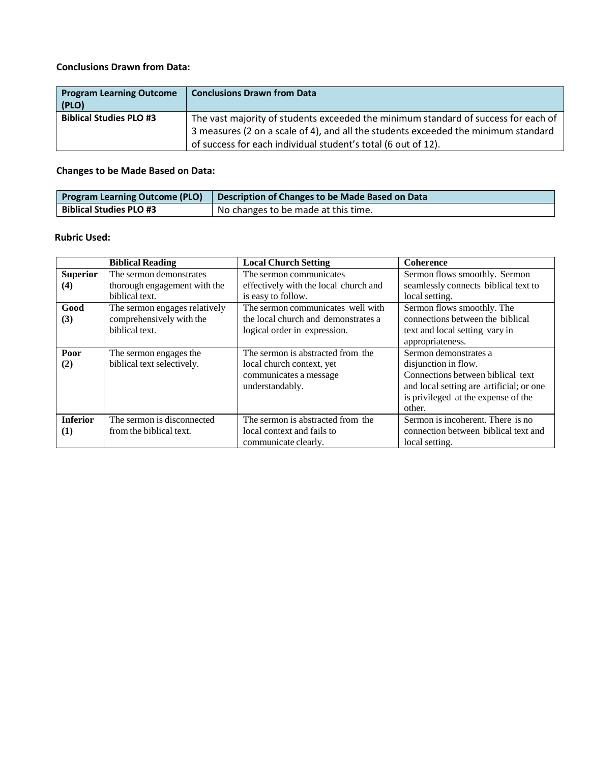**Conclusions Drawn from Data:**

| Program Learning Outcome (PLO) | Conclusions Drawn from Data |
|---|---|
| **Biblical Studies PLO #3** | The vast majority of students exceeded the minimum standard of success for each of 3 measures (2 on a scale of 4), and all the students exceeded the minimum standard of success for each individual student's total (6 out of 12). |

**Changes to be Made Based on Data:**

| Program Learning Outcome (PLO) | Description of Changes to be Made Based on Data |
|---|---|
| **Biblical Studies PLO #3** | No changes to be made at this time. |

**Rubric Used:**

| | Biblical Reading | Local Church Setting | Coherence |
|---|---|---|---|
| **Superior (4)** | The sermon demonstrates thorough engagement with the biblical text. | The sermon communicates effectively with the local church and is easy to follow. | Sermon flows smoothly. Sermon seamlessly connects biblical text to local setting. |
| **Good (3)** | The sermon engages relatively comprehensively with the biblical text. | The sermon communicates well with the local church and demonstrates a logical order in expression. | Sermon flows smoothly. The connections between the biblical text and local setting vary in appropriateness. |
| **Poor (2)** | The sermon engages the biblical text selectively. | The sermon is abstracted from the local church context, yet communicates a message understandably. | Sermon demonstrates a disjunction in flow. Connections between biblical text and local setting are artificial; or one is privileged at the expense of the other. |
| **Inferior (1)** | The sermon is disconnected from the biblical text. | The sermon is abstracted from the local context and fails to communicate clearly. | Sermon is incoherent. There is no connection between biblical text and local setting. |